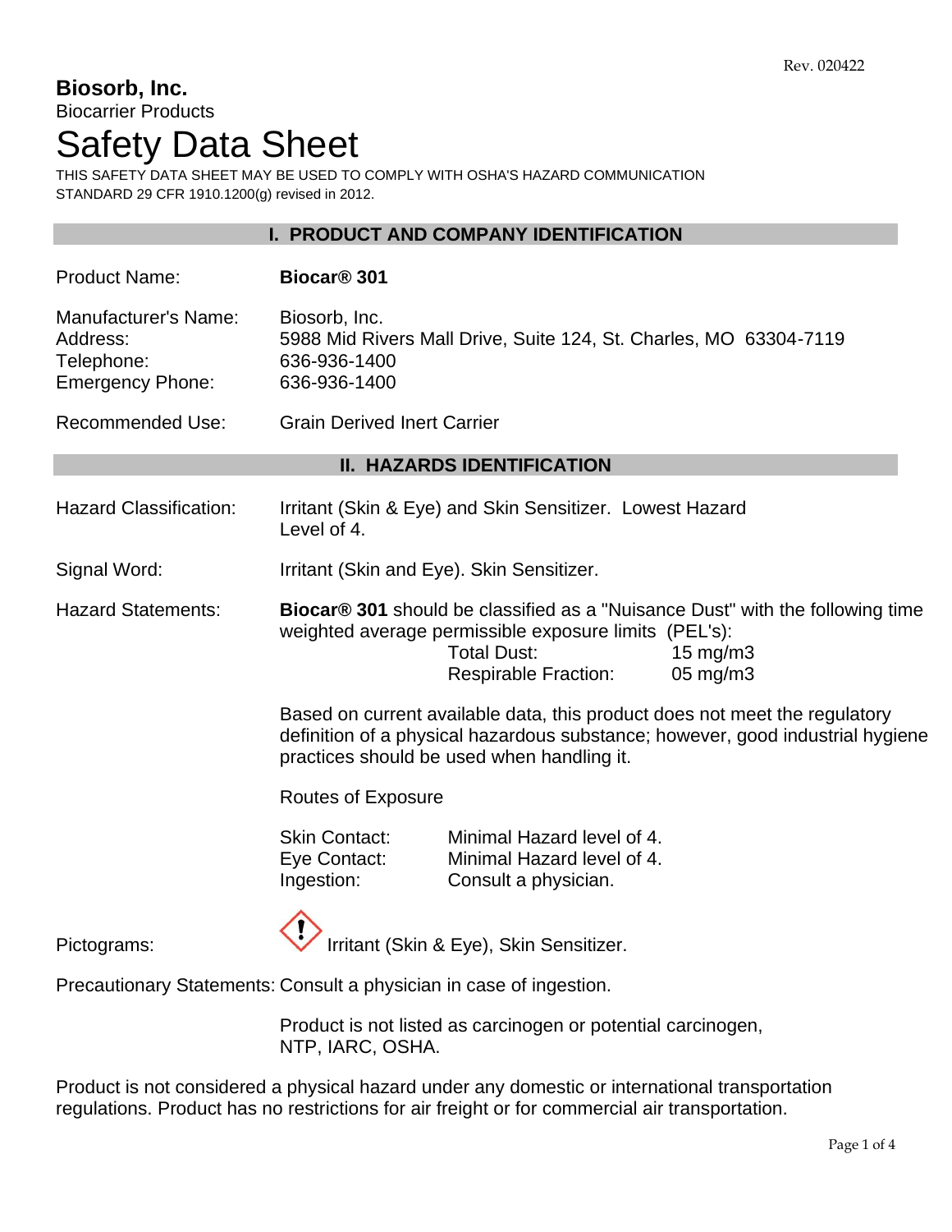**Biosorb, Inc.**
Biocarrier Products

# Safety Data Sheet

THIS SAFETY DATA SHEET MAY BE USED TO COMPLY WITH OSHA'S HAZARD COMMUNICATION STANDARD 29 CFR 1910.1200(g) revised in 2012.

## I. PRODUCT AND COMPANY IDENTIFICATION

Product Name: **Biocar® 301**

Manufacturer's Name: Biosorb, Inc.
Address: 5988 Mid Rivers Mall Drive, Suite 124, St. Charles, MO 63304-7119
Telephone: 636-936-1400
Emergency Phone: 636-936-1400

Recommended Use: Grain Derived Inert Carrier

## II. HAZARDS IDENTIFICATION

Hazard Classification: Irritant (Skin & Eye) and Skin Sensitizer. Lowest Hazard Level of 4.

Signal Word: Irritant (Skin and Eye). Skin Sensitizer.

Hazard Statements: **Biocar® 301** should be classified as a "Nuisance Dust" with the following time weighted average permissible exposure limits (PEL's):

| | |
|---|---|
| Total Dust: | 15 mg/m3 |
| Respirable Fraction: | 05 mg/m3 |

Based on current available data, this product does not meet the regulatory definition of a physical hazardous substance; however, good industrial hygiene practices should be used when handling it.

Routes of Exposure

| | |
|---|---|
| Skin Contact: | Minimal Hazard level of 4. |
| Eye Contact: | Minimal Hazard level of 4. |
| Ingestion: | Consult a physician. |

Pictograms: Irritant (Skin & Eye), Skin Sensitizer.

Precautionary Statements: Consult a physician in case of ingestion.

Product is not listed as carcinogen or potential carcinogen, NTP, IARC, OSHA.

Product is not considered a physical hazard under any domestic or international transportation regulations. Product has no restrictions for air freight or for commercial air transportation.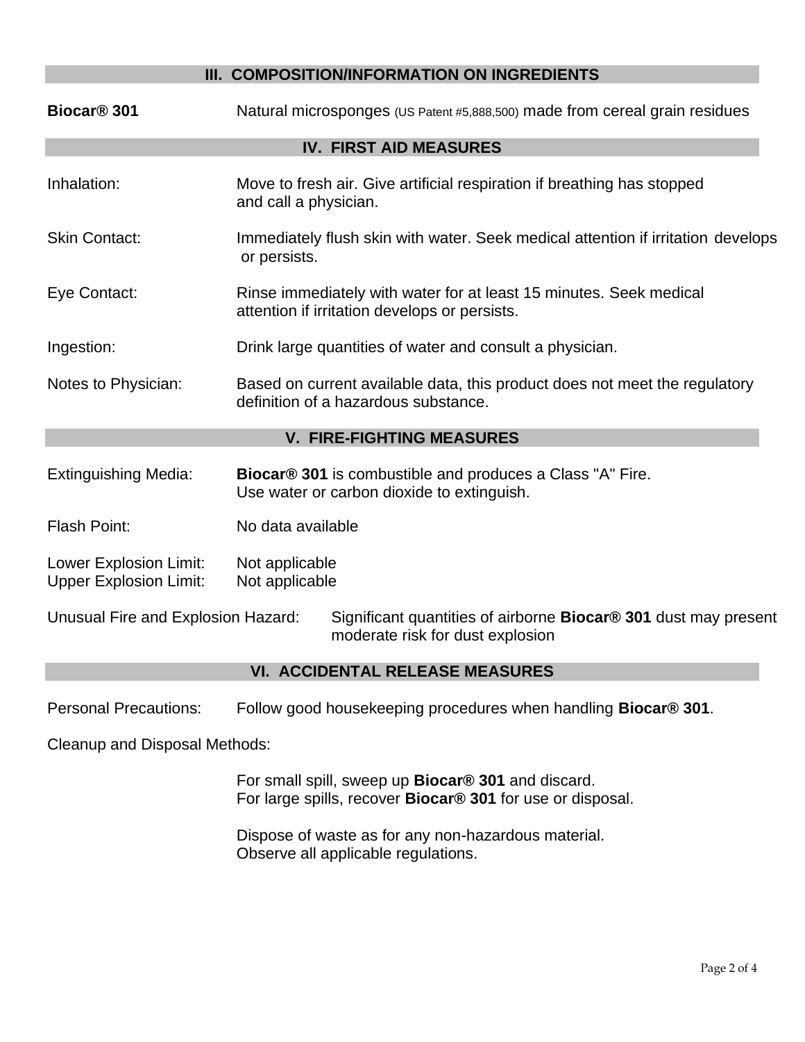## III. COMPOSITION/INFORMATION ON INGREDIENTS

**Biocar® 301** Natural microsponges (US Patent #5,888,500) made from cereal grain residues

## IV. FIRST AID MEASURES

Inhalation: Move to fresh air. Give artificial respiration if breathing has stopped and call a physician.

Skin Contact: Immediately flush skin with water. Seek medical attention if irritation develops or persists.

Eye Contact: Rinse immediately with water for at least 15 minutes. Seek medical attention if irritation develops or persists.

Ingestion: Drink large quantities of water and consult a physician.

Notes to Physician: Based on current available data, this product does not meet the regulatory definition of a hazardous substance.

## V. FIRE-FIGHTING MEASURES

Extinguishing Media: **Biocar® 301** is combustible and produces a Class "A" Fire. Use water or carbon dioxide to extinguish.

Flash Point: No data available

Lower Explosion Limit: Not applicable
Upper Explosion Limit: Not applicable

Unusual Fire and Explosion Hazard: Significant quantities of airborne **Biocar® 301** dust may present moderate risk for dust explosion

## VI. ACCIDENTAL RELEASE MEASURES

Personal Precautions: Follow good housekeeping procedures when handling **Biocar® 301**.

Cleanup and Disposal Methods:

For small spill, sweep up **Biocar® 301** and discard.
For large spills, recover **Biocar® 301** for use or disposal.

Dispose of waste as for any non-hazardous material.
Observe all applicable regulations.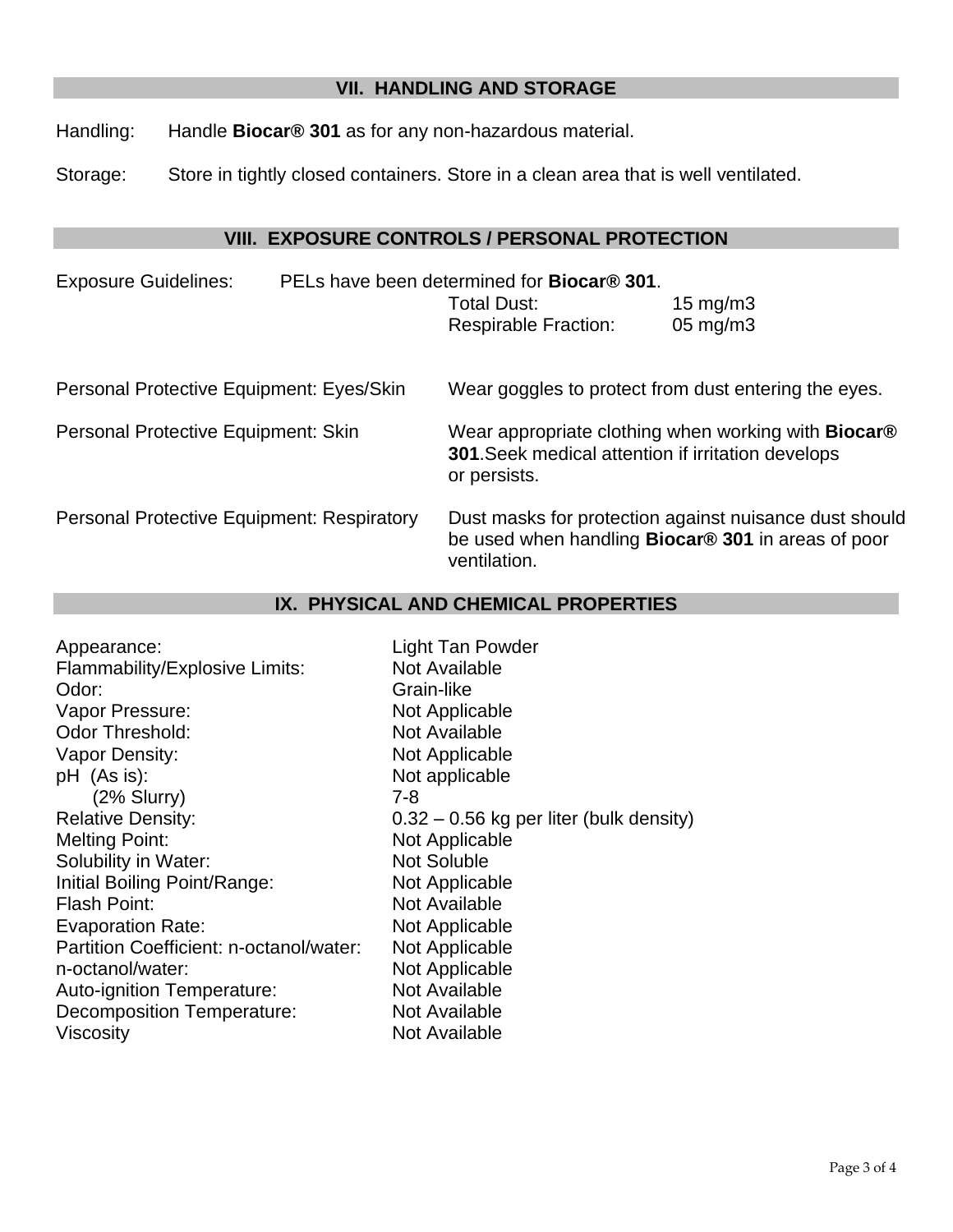## VII. HANDLING AND STORAGE

Handling: Handle **Biocar® 301** as for any non-hazardous material.

Storage: Store in tightly closed containers. Store in a clean area that is well ventilated.

## VIII. EXPOSURE CONTROLS / PERSONAL PROTECTION

Exposure Guidelines: PELs have been determined for **Biocar® 301**.

| | |
|---|---|
| Total Dust: | 15 mg/m3 |
| Respirable Fraction: | 05 mg/m3 |

Personal Protective Equipment: Eyes/Skin — Wear goggles to protect from dust entering the eyes.

Personal Protective Equipment: Skin — Wear appropriate clothing when working with **Biocar® 301**.Seek medical attention if irritation develops or persists.

Personal Protective Equipment: Respiratory — Dust masks for protection against nuisance dust should be used when handling **Biocar® 301** in areas of poor ventilation.

## IX. PHYSICAL AND CHEMICAL PROPERTIES

| Property | Value |
|---|---|
| Appearance: | Light Tan Powder |
| Flammability/Explosive Limits: | Not Available |
| Odor: | Grain-like |
| Vapor Pressure: | Not Applicable |
| Odor Threshold: | Not Available |
| Vapor Density: | Not Applicable |
| pH (As is): | Not applicable |
| (2% Slurry) | 7-8 |
| Relative Density: | 0.32 – 0.56 kg per liter (bulk density) |
| Melting Point: | Not Applicable |
| Solubility in Water: | Not Soluble |
| Initial Boiling Point/Range: | Not Applicable |
| Flash Point: | Not Available |
| Evaporation Rate: | Not Applicable |
| Partition Coefficient: n-octanol/water: | Not Applicable |
| n-octanol/water: | Not Applicable |
| Auto-ignition Temperature: | Not Available |
| Decomposition Temperature: | Not Available |
| Viscosity | Not Available |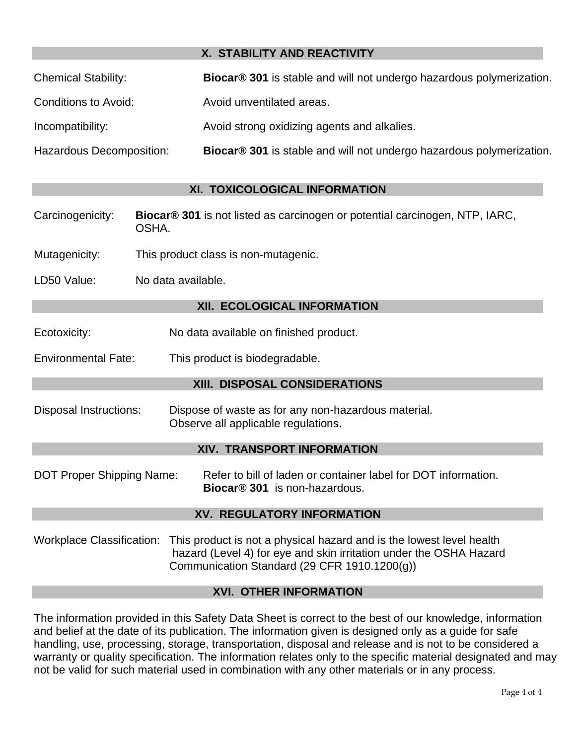## X. STABILITY AND REACTIVITY

Chemical Stability: **Biocar® 301** is stable and will not undergo hazardous polymerization.

Conditions to Avoid: Avoid unventilated areas.

Incompatibility: Avoid strong oxidizing agents and alkalies.

Hazardous Decomposition: **Biocar® 301** is stable and will not undergo hazardous polymerization.

## XI. TOXICOLOGICAL INFORMATION

Carcinogenicity: **Biocar® 301** is not listed as carcinogen or potential carcinogen, NTP, IARC, OSHA.

Mutagenicity: This product class is non-mutagenic.

LD50 Value: No data available.

## XII. ECOLOGICAL INFORMATION

Ecotoxicity: No data available on finished product.

Environmental Fate: This product is biodegradable.

## XIII. DISPOSAL CONSIDERATIONS

Disposal Instructions: Dispose of waste as for any non-hazardous material.
Observe all applicable regulations.

## XIV. TRANSPORT INFORMATION

DOT Proper Shipping Name: Refer to bill of laden or container label for DOT information.
**Biocar® 301** is non-hazardous.

## XV. REGULATORY INFORMATION

Workplace Classification: This product is not a physical hazard and is the lowest level health hazard (Level 4) for eye and skin irritation under the OSHA Hazard Communication Standard (29 CFR 1910.1200(g))

## XVI. OTHER INFORMATION

The information provided in this Safety Data Sheet is correct to the best of our knowledge, information and belief at the date of its publication. The information given is designed only as a guide for safe handling, use, processing, storage, transportation, disposal and release and is not to be considered a warranty or quality specification. The information relates only to the specific material designated and may not be valid for such material used in combination with any other materials or in any process.